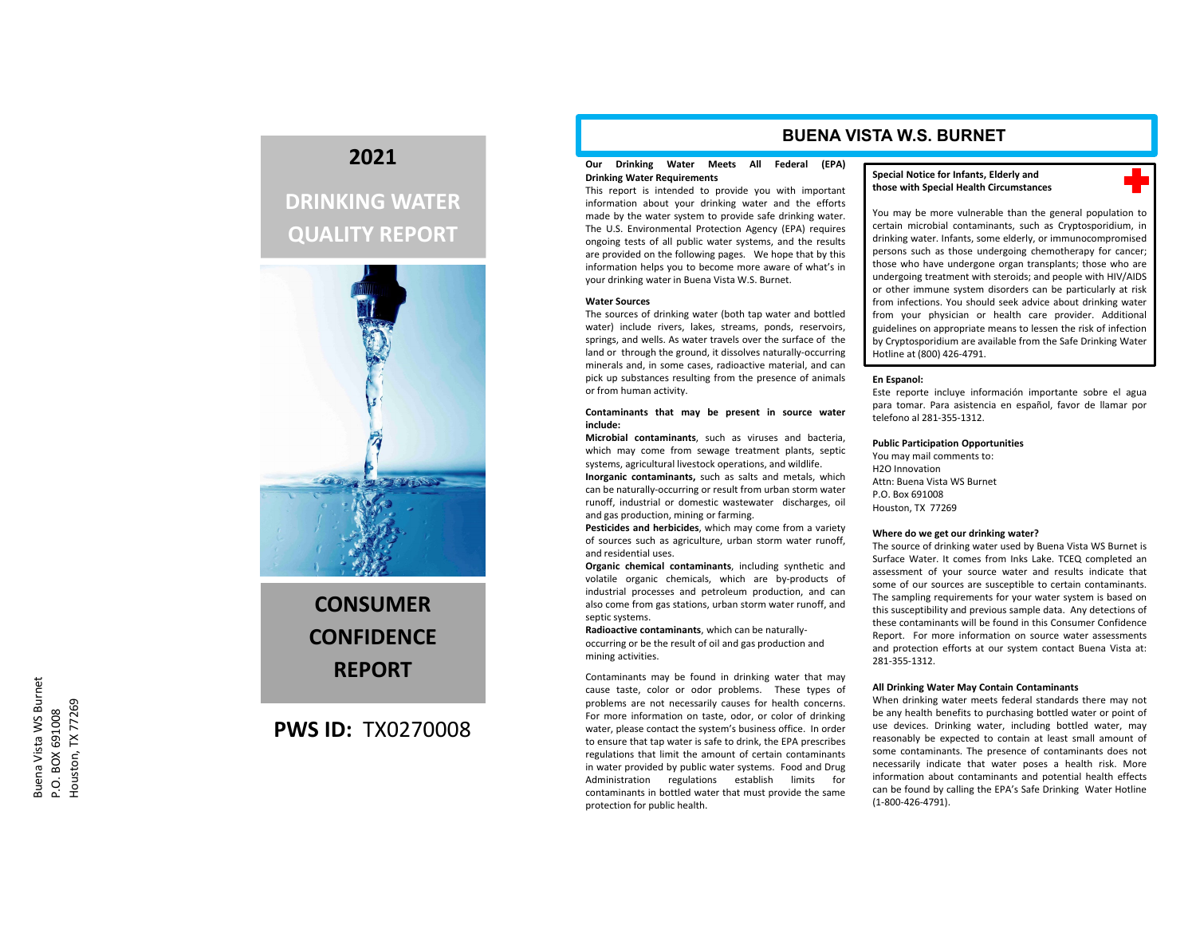Buena Vista WS Burnet
P.O. BOX 691008
Houston, TX 77269

# 2021

# DRINKING WATER QUALITY REPORT

# CONSUMER CONFIDENCE REPORT

## PWS ID: TX0270008

# BUENA VISTA W.S. BURNET

**Our Drinking Water Meets All Federal (EPA) Drinking Water Requirements**

This report is intended to provide you with important information about your drinking water and the efforts made by the water system to provide safe drinking water. The U.S. Environmental Protection Agency (EPA) requires ongoing tests of all public water systems, and the results are provided on the following pages. We hope that by this information helps you to become more aware of what's in your drinking water in Buena Vista W.S. Burnet.

**Water Sources**

The sources of drinking water (both tap water and bottled water) include rivers, lakes, streams, ponds, reservoirs, springs, and wells. As water travels over the surface of the land or through the ground, it dissolves naturally-occurring minerals and, in some cases, radioactive material, and can pick up substances resulting from the presence of animals or from human activity.

**Contaminants that may be present in source water include:**

**Microbial contaminants**, such as viruses and bacteria, which may come from sewage treatment plants, septic systems, agricultural livestock operations, and wildlife.

**Inorganic contaminants,** such as salts and metals, which can be naturally-occurring or result from urban storm water runoff, industrial or domestic wastewater discharges, oil and gas production, mining or farming.

**Pesticides and herbicides**, which may come from a variety of sources such as agriculture, urban storm water runoff, and residential uses.

**Organic chemical contaminants**, including synthetic and volatile organic chemicals, which are by-products of industrial processes and petroleum production, and can also come from gas stations, urban storm water runoff, and septic systems.

**Radioactive contaminants**, which can be naturally-occurring or be the result of oil and gas production and mining activities.

Contaminants may be found in drinking water that may cause taste, color or odor problems. These types of problems are not necessarily causes for health concerns. For more information on taste, odor, or color of drinking water, please contact the system's business office. In order to ensure that tap water is safe to drink, the EPA prescribes regulations that limit the amount of certain contaminants in water provided by public water systems. Food and Drug Administration regulations establish limits for contaminants in bottled water that must provide the same protection for public health.

**Special Notice for Infants, Elderly and those with Special Health Circumstances**

You may be more vulnerable than the general population to certain microbial contaminants, such as Cryptosporidium, in drinking water. Infants, some elderly, or immunocompromised persons such as those undergoing chemotherapy for cancer; those who have undergone organ transplants; those who are undergoing treatment with steroids; and people with HIV/AIDS or other immune system disorders can be particularly at risk from infections. You should seek advice about drinking water from your physician or health care provider. Additional guidelines on appropriate means to lessen the risk of infection by Cryptosporidium are available from the Safe Drinking Water Hotline at (800) 426-4791.

**En Espanol:**

Este reporte incluye información importante sobre el agua para tomar. Para asistencia en español, favor de llamar por telefono al 281-355-1312.

**Public Participation Opportunities**

You may mail comments to:
H2O Innovation
Attn: Buena Vista WS Burnet
P.O. Box 691008
Houston, TX 77269

**Where do we get our drinking water?**

The source of drinking water used by Buena Vista WS Burnet is Surface Water. It comes from Inks Lake. TCEQ completed an assessment of your source water and results indicate that some of our sources are susceptible to certain contaminants. The sampling requirements for your water system is based on this susceptibility and previous sample data. Any detections of these contaminants will be found in this Consumer Confidence Report. For more information on source water assessments and protection efforts at our system contact Buena Vista at: 281-355-1312.

**All Drinking Water May Contain Contaminants**

When drinking water meets federal standards there may not be any health benefits to purchasing bottled water or point of use devices. Drinking water, including bottled water, may reasonably be expected to contain at least small amount of some contaminants. The presence of contaminants does not necessarily indicate that water poses a health risk. More information about contaminants and potential health effects can be found by calling the EPA's Safe Drinking Water Hotline (1-800-426-4791).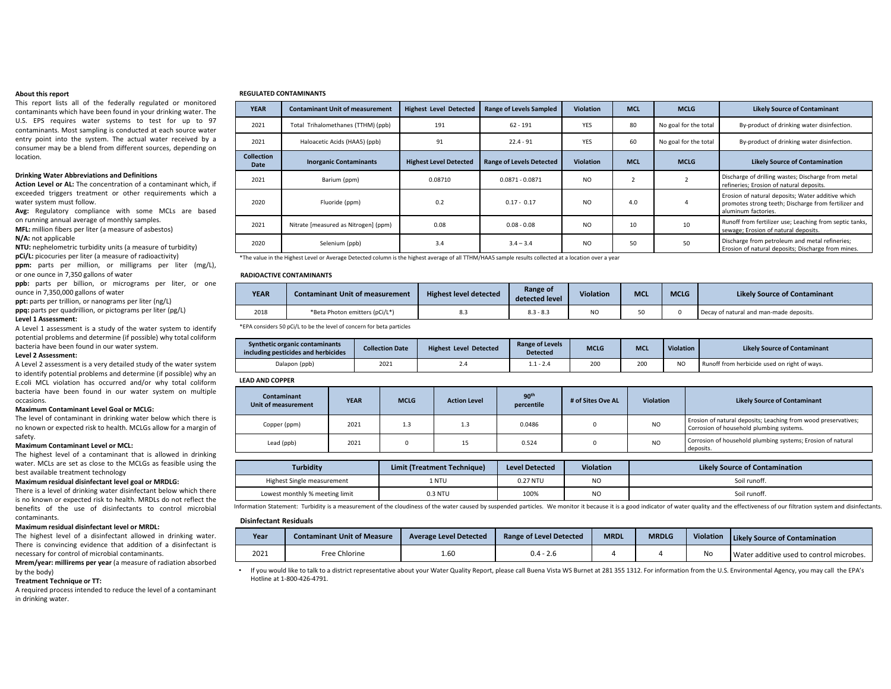## About this report

This report lists all of the federally regulated or monitored contaminants which have been found in your drinking water. The U.S. EPS requires water systems to test for up to 97 contaminants. Most sampling is conducted at each source water entry point into the system. The actual water received by a consumer may be a blend from different sources, depending on location.

### Drinking Water Abbreviations and Definitions

**Action Level or AL:** The concentration of a contaminant which, if exceeded triggers treatment or other requirements which a water system must follow.

**Avg:** Regulatory compliance with some MCLs are based on running annual average of monthly samples.

**MFL:** million fibers per liter (a measure of asbestos)

**N/A:** not applicable

**NTU:** nephelometric turbidity units (a measure of turbidity)

**pCi/L:** picocuries per liter (a measure of radioactivity)

**ppm:** parts per million, or milligrams per liter (mg/L), or one ounce in 7,350 gallons of water

**ppb:** parts per billion, or micrograms per liter, or one ounce in 7,350,000 gallons of water

**ppt:** parts per trillion, or nanograms per liter (ng/L)

**ppq:** parts per quadrillion, or pictograms per liter (pg/L)

**Level 1 Assessment:**

A Level 1 assessment is a study of the water system to identify potential problems and determine (if possible) why total coliform bacteria have been found in our water system.

**Level 2 Assessment:**

A Level 2 assessment is a very detailed study of the water system to identify potential problems and determine (if possible) why an E.coli MCL violation has occurred and/or why total coliform bacteria have been found in our water system on multiple occasions.

**Maximum Contaminant Level Goal or MCLG:**

The level of contaminant in drinking water below which there is no known or expected risk to health. MCLGs allow for a margin of safety.

**Maximum Contaminant Level or MCL:**

The highest level of a contaminant that is allowed in drinking water. MCLs are set as close to the MCLGs as feasible using the best available treatment technology

**Maximum residual disinfectant level goal or MRDLG:**

There is a level of drinking water disinfectant below which there is no known or expected risk to health. MRDLs do not reflect the benefits of the use of disinfectants to control microbial contaminants.

**Maximum residual disinfectant level or MRDL:**

The highest level of a disinfectant allowed in drinking water. There is convincing evidence that addition of a disinfectant is necessary for control of microbial contaminants.

**Mrem/year: millirems per year** (a measure of radiation absorbed by the body)

**Treatment Technique or TT:**

A required process intended to reduce the level of a contaminant in drinking water.

### REGULATED CONTAMINANTS

| YEAR | Contaminant Unit of measurement | Highest Level Detected | Range of Levels Sampled | Violation | MCL | MCLG | Likely Source of Contaminant |
|---|---|---|---|---|---|---|---|
| 2021 | Total Trihalomethanes (TTHM) (ppb) | 191 | 62 - 191 | YES | 80 | No goal for the total | By-product of drinking water disinfection. |
| 2021 | Haloacetic Acids (HAA5) (ppb) | 91 | 22.4 - 91 | YES | 60 | No goal for the total | By-product of drinking water disinfection. |
| **Collection Date** | **Inorganic Contaminants** | **Highest Level Detected** | **Range of Levels Detected** | **Violation** | **MCL** | **MCLG** | **Likely Source of Contamination** |
| 2021 | Barium (ppm) | 0.08710 | 0.0871 - 0.0871 | NO | 2 | 2 | Discharge of drilling wastes; Discharge from metal refineries; Erosion of natural deposits. |
| 2020 | Fluoride (ppm) | 0.2 | 0.17 - 0.17 | NO | 4.0 | 4 | Erosion of natural deposits; Water additive which promotes strong teeth; Discharge from fertilizer and aluminum factories. |
| 2021 | Nitrate [measured as Nitrogen] (ppm) | 0.08 | 0.08 - 0.08 | NO | 10 | 10 | Runoff from fertilizer use; Leaching from septic tanks, sewage; Erosion of natural deposits. |
| 2020 | Selenium (ppb) | 3.4 | 3.4 – 3.4 | NO | 50 | 50 | Discharge from petroleum and metal refineries; Erosion of natural deposits; Discharge from mines. |

*The value in the Highest Level or Average Detected column is the highest average of all TTHM/HAA5 sample results collected at a location over a year

### RADIOACTIVE CONTAMINANTS

| YEAR | Contaminant Unit of measurement | Highest level detected | Range of detected level | Violation | MCL | MCLG | Likely Source of Contaminant |
|---|---|---|---|---|---|---|---|
| 2018 | *Beta Photon emitters (pCi/L*) | 8.3 | 8.3 - 8.3 | NO | 50 | 0 | Decay of natural and man-made deposits. |

*EPA considers 50 pCi/L to be the level of concern for beta particles

| Synthetic organic contaminants including pesticides and herbicides | Collection Date | Highest Level Detected | Range of Levels Detected | MCLG | MCL | Violation | Likely Source of Contaminant |
|---|---|---|---|---|---|---|---|
| Dalapon (ppb) | 2021 | 2.4 | 1.1 - 2.4 | 200 | 200 | NO | Runoff from herbicide used on right of ways. |

### LEAD AND COPPER

| Contaminant Unit of measurement | YEAR | MCLG | Action Level | 90th percentile | # of Sites Ove AL | Violation | Likely Source of Contaminant |
|---|---|---|---|---|---|---|---|
| Copper (ppm) | 2021 | 1.3 | 1.3 | 0.0486 | 0 | NO | Erosion of natural deposits; Leaching from wood preservatives; Corrosion of household plumbing systems. |
| Lead (ppb) | 2021 | 0 | 15 | 0.524 | 0 | NO | Corrosion of household plumbing systems; Erosion of natural deposits. |

| Turbidity | Limit (Treatment Technique) | Level Detected | Violation | Likely Source of Contamination |
|---|---|---|---|---|
| Highest Single measurement | 1 NTU | 0.27 NTU | NO | Soil runoff. |
| Lowest monthly % meeting limit | 0.3 NTU | 100% | NO | Soil runoff. |

Information Statement: Turbidity is a measurement of the cloudiness of the water caused by suspended particles. We monitor it because it is a good indicator of water quality and the effectiveness of our filtration system and disinfectants.

### Disinfectant Residuals

| Year | Contaminant Unit of Measure | Average Level Detected | Range of Level Detected | MRDL | MRDLG | Violation | Likely Source of Contamination |
|---|---|---|---|---|---|---|---|
| 2021 | Free Chlorine | 1.60 | 0.4 - 2.6 | 4 | 4 | No | Water additive used to control microbes. |

- If you would like to talk to a district representative about your Water Quality Report, please call Buena Vista WS Burnet at 281 355 1312. For information from the U.S. Environmental Agency, you may call the EPA's Hotline at 1-800-426-4791.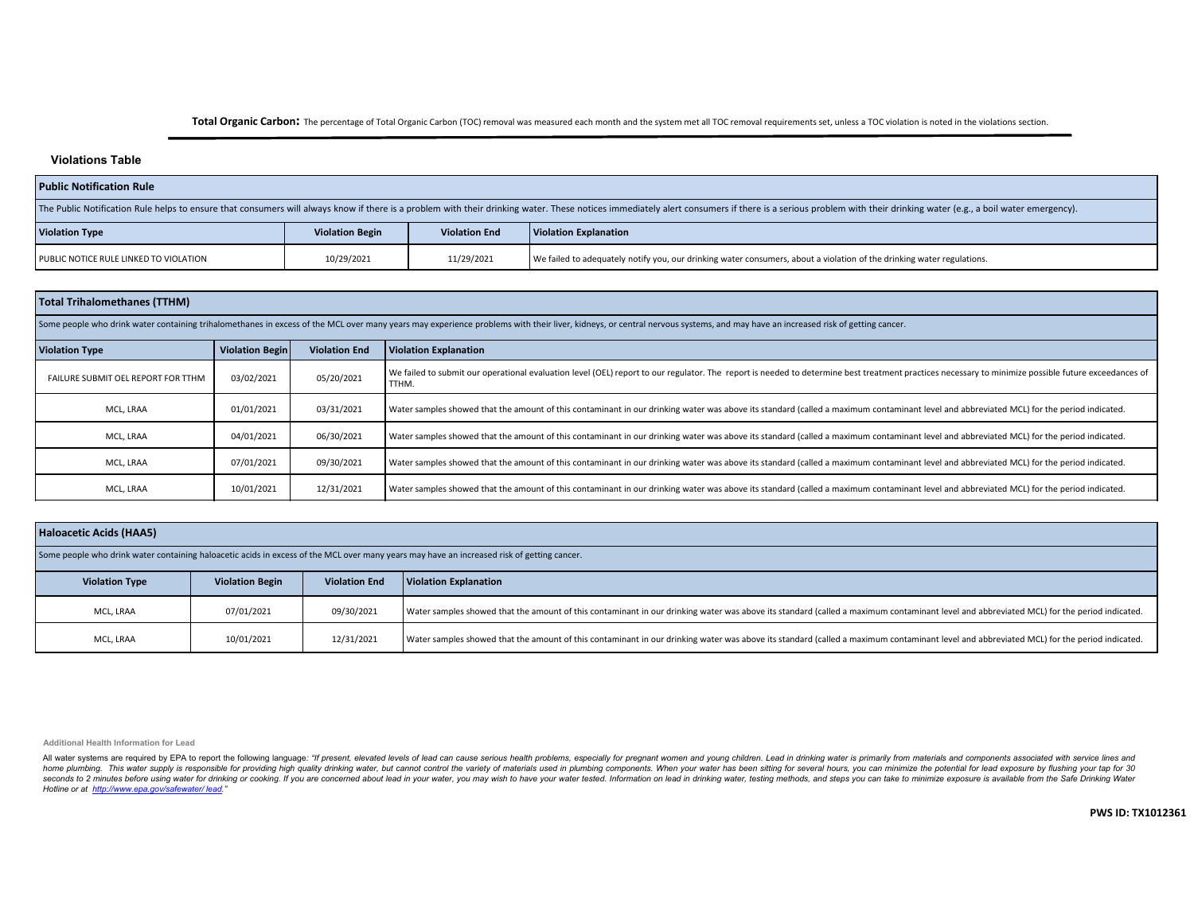**Total Organic Carbon:** The percentage of Total Organic Carbon (TOC) removal was measured each month and the system met all TOC removal requirements set, unless a TOC violation is noted in the violations section.

### Violations Table

| Public Notification Rule | | | |
|---|---|---|---|
| The Public Notification Rule helps to ensure that consumers will always know if there is a problem with their drinking water. These notices immediately alert consumers if there is a serious problem with their drinking water (e.g., a boil water emergency). | | | |
| **Violation Type** | **Violation Begin** | **Violation End** | **Violation Explanation** |
| PUBLIC NOTICE RULE LINKED TO VIOLATION | 10/29/2021 | 11/29/2021 | We failed to adequately notify you, our drinking water consumers, about a violation of the drinking water regulations. |

| Total Trihalomethanes (TTHM) | | | |
|---|---|---|---|
| Some people who drink water containing trihalomethanes in excess of the MCL over many years may experience problems with their liver, kidneys, or central nervous systems, and may have an increased risk of getting cancer. | | | |
| **Violation Type** | **Violation Begin** | **Violation End** | **Violation Explanation** |
| FAILURE SUBMIT OEL REPORT FOR TTHM | 03/02/2021 | 05/20/2021 | We failed to submit our operational evaluation level (OEL) report to our regulator. The report is needed to determine best treatment practices necessary to minimize possible future exceedances of TTHM. |
| MCL, LRAA | 01/01/2021 | 03/31/2021 | Water samples showed that the amount of this contaminant in our drinking water was above its standard (called a maximum contaminant level and abbreviated MCL) for the period indicated. |
| MCL, LRAA | 04/01/2021 | 06/30/2021 | Water samples showed that the amount of this contaminant in our drinking water was above its standard (called a maximum contaminant level and abbreviated MCL) for the period indicated. |
| MCL, LRAA | 07/01/2021 | 09/30/2021 | Water samples showed that the amount of this contaminant in our drinking water was above its standard (called a maximum contaminant level and abbreviated MCL) for the period indicated. |
| MCL, LRAA | 10/01/2021 | 12/31/2021 | Water samples showed that the amount of this contaminant in our drinking water was above its standard (called a maximum contaminant level and abbreviated MCL) for the period indicated. |

| Haloacetic Acids (HAA5) | | | |
|---|---|---|---|
| Some people who drink water containing haloacetic acids in excess of the MCL over many years may have an increased risk of getting cancer. | | | |
| **Violation Type** | **Violation Begin** | **Violation End** | **Violation Explanation** |
| MCL, LRAA | 07/01/2021 | 09/30/2021 | Water samples showed that the amount of this contaminant in our drinking water was above its standard (called a maximum contaminant level and abbreviated MCL) for the period indicated. |
| MCL, LRAA | 10/01/2021 | 12/31/2021 | Water samples showed that the amount of this contaminant in our drinking water was above its standard (called a maximum contaminant level and abbreviated MCL) for the period indicated. |

**Additional Health Information for Lead**

All water systems are required by EPA to report the following language: *"If present, elevated levels of lead can cause serious health problems, especially for pregnant women and young children. Lead in drinking water is primarily from materials and components associated with service lines and home plumbing. This water supply is responsible for providing high quality drinking water, but cannot control the variety of materials used in plumbing components. When your water has been sitting for several hours, you can minimize the potential for lead exposure by flushing your tap for 30 seconds to 2 minutes before using water for drinking or cooking. If you are concerned about lead in your water, you may wish to have your water tested. Information on lead in drinking water, testing methods, and steps you can take to minimize exposure is available from the Safe Drinking Water Hotline or at http://www.epa.gov/safewater/ lead."*

**PWS ID: TX1012361**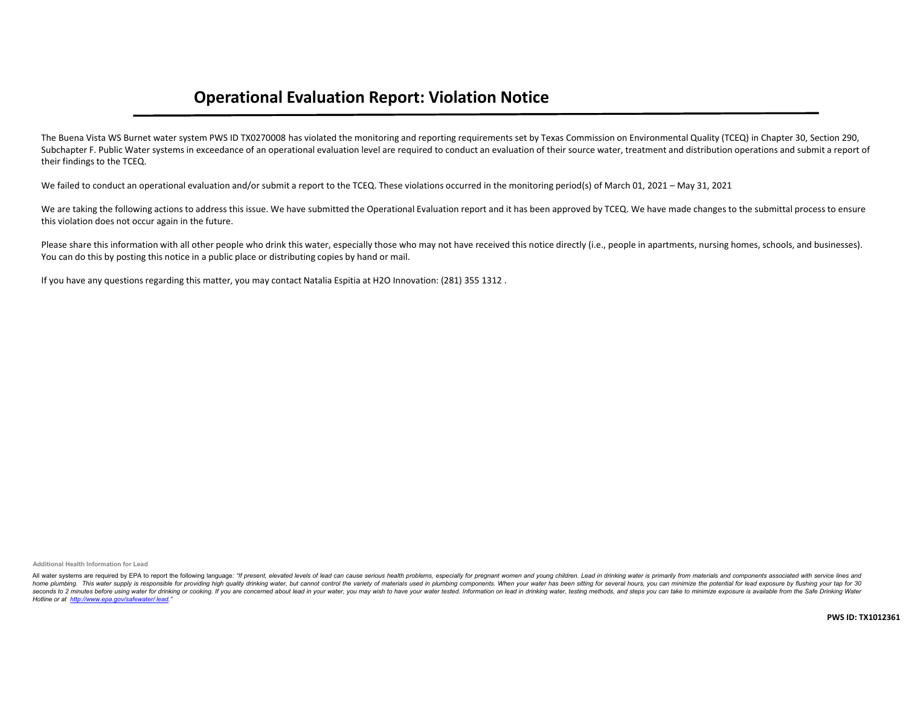# Operational Evaluation Report: Violation Notice

The Buena Vista WS Burnet water system PWS ID TX0270008 has violated the monitoring and reporting requirements set by Texas Commission on Environmental Quality (TCEQ) in Chapter 30, Section 290, Subchapter F. Public Water systems in exceedance of an operational evaluation level are required to conduct an evaluation of their source water, treatment and distribution operations and submit a report of their findings to the TCEQ.

We failed to conduct an operational evaluation and/or submit a report to the TCEQ. These violations occurred in the monitoring period(s) of March 01, 2021 – May 31, 2021

We are taking the following actions to address this issue. We have submitted the Operational Evaluation report and it has been approved by TCEQ. We have made changes to the submittal process to ensure this violation does not occur again in the future.

Please share this information with all other people who drink this water, especially those who may not have received this notice directly (i.e., people in apartments, nursing homes, schools, and businesses). You can do this by posting this notice in a public place or distributing copies by hand or mail.

If you have any questions regarding this matter, you may contact Natalia Espitia at H2O Innovation: (281) 355 1312 .

**Additional Health Information for Lead**

All water systems are required by EPA to report the following language: *"If present, elevated levels of lead can cause serious health problems, especially for pregnant women and young children. Lead in drinking water is primarily from materials and components associated with service lines and home plumbing. This water supply is responsible for providing high quality drinking water, but cannot control the variety of materials used in plumbing components. When your water has been sitting for several hours, you can minimize the potential for lead exposure by flushing your tap for 30 seconds to 2 minutes before using water for drinking or cooking. If you are concerned about lead in your water, you may wish to have your water tested. Information on lead in drinking water, testing methods, and steps you can take to minimize exposure is available from the Safe Drinking Water Hotline or at http://www.epa.gov/safewater/ lead."*

**PWS ID: TX1012361**